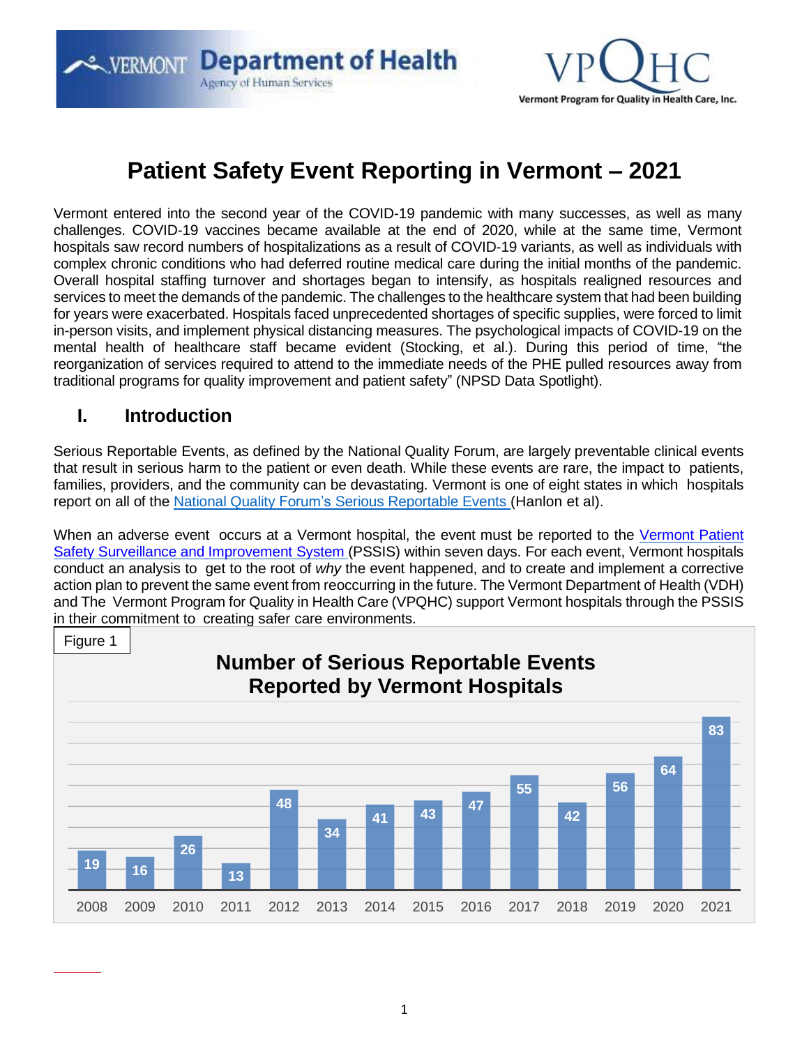# Patient Safety Event Reporting in Vermont – 2021

Vermont entered into the second year of the COVID-19 pandemic with many successes, as well as many challenges. COVID-19 vaccines became available at the end of 2020, while at the same time, Vermont hospitals saw record numbers of hospitalizations as a result of COVID-19 variants, as well as individuals with complex chronic conditions who had deferred routine medical care during the initial months of the pandemic. Overall hospital staffing turnover and shortages began to intensify, as hospitals realigned resources and services to meet the demands of the pandemic. The challenges to the healthcare system that had been building for years were exacerbated. Hospitals faced unprecedented shortages of specific supplies, were forced to limit in-person visits, and implement physical distancing measures. The psychological impacts of COVID-19 on the mental health of healthcare staff became evident (Stocking, et al.). During this period of time, "the reorganization of services required to attend to the immediate needs of the PHE pulled resources away from traditional programs for quality improvement and patient safety" (NPSD Data Spotlight).

## I. Introduction

Serious Reportable Events, as defined by the National Quality Forum, are largely preventable clinical events that result in serious harm to the patient or even death. While these events are rare, the impact to patients, families, providers, and the community can be devastating. Vermont is one of eight states in which hospitals report on all of the National Quality Forum's Serious Reportable Events (Hanlon et al).

When an adverse event occurs at a Vermont hospital, the event must be reported to the Vermont Patient Safety Surveillance and Improvement System (PSSIS) within seven days. For each event, Vermont hospitals conduct an analysis to get to the root of *why* the event happened, and to create and implement a corrective action plan to prevent the same event from reoccurring in the future. The Vermont Department of Health (VDH) and The Vermont Program for Quality in Health Care (VPQHC) support Vermont hospitals through the PSSIS in their commitment to creating safer care environments.

Figure 1

**Number of Serious Reportable Events Reported by Vermont Hospitals**

| Year | Number of Events |
|---|---|
| 2008 | 19 |
| 2009 | 16 |
| 2010 | 26 |
| 2011 | 13 |
| 2012 | 48 |
| 2013 | 34 |
| 2014 | 41 |
| 2015 | 43 |
| 2016 | 47 |
| 2017 | 55 |
| 2018 | 42 |
| 2019 | 56 |
| 2020 | 64 |
| 2021 | 83 |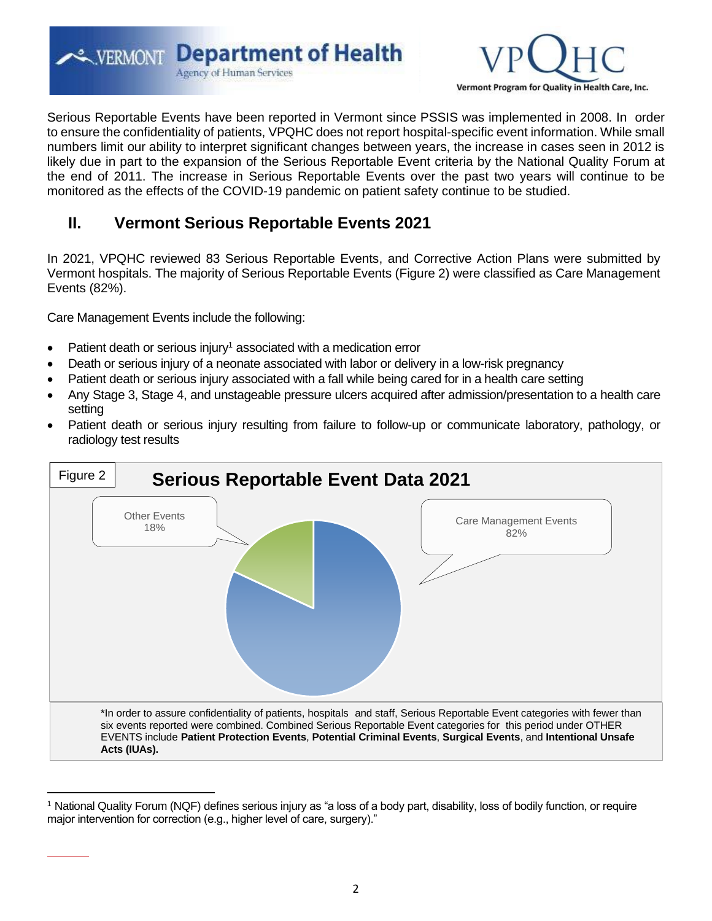Serious Reportable Events have been reported in Vermont since PSSIS was implemented in 2008. In order to ensure the confidentiality of patients, VPQHC does not report hospital-specific event information. While small numbers limit our ability to interpret significant changes between years, the increase in cases seen in 2012 is likely due in part to the expansion of the Serious Reportable Event criteria by the National Quality Forum at the end of 2011. The increase in Serious Reportable Events over the past two years will continue to be monitored as the effects of the COVID-19 pandemic on patient safety continue to be studied.

## II. Vermont Serious Reportable Events 2021

In 2021, VPQHC reviewed 83 Serious Reportable Events, and Corrective Action Plans were submitted by Vermont hospitals. The majority of Serious Reportable Events (Figure 2) were classified as Care Management Events (82%).

Care Management Events include the following:

- Patient death or serious injury[1] associated with a medication error
- Death or serious injury of a neonate associated with labor or delivery in a low-risk pregnancy
- Patient death or serious injury associated with a fall while being cared for in a health care setting
- Any Stage 3, Stage 4, and unstageable pressure ulcers acquired after admission/presentation to a health care setting
- Patient death or serious injury resulting from failure to follow-up or communicate laboratory, pathology, or radiology test results

Figure 2

**Serious Reportable Event Data 2021**

Other Events 18%

Care Management Events 82%

*In order to assure confidentiality of patients, hospitals and staff, Serious Reportable Event categories with fewer than six events reported were combined. Combined Serious Reportable Event categories for this period under OTHER EVENTS include **Patient Protection Events**, **Potential Criminal Events**, **Surgical Events**, and **Intentional Unsafe Acts (IUAs).**

[1] National Quality Forum (NQF) defines serious injury as "a loss of a body part, disability, loss of bodily function, or require major intervention for correction (e.g., higher level of care, surgery)."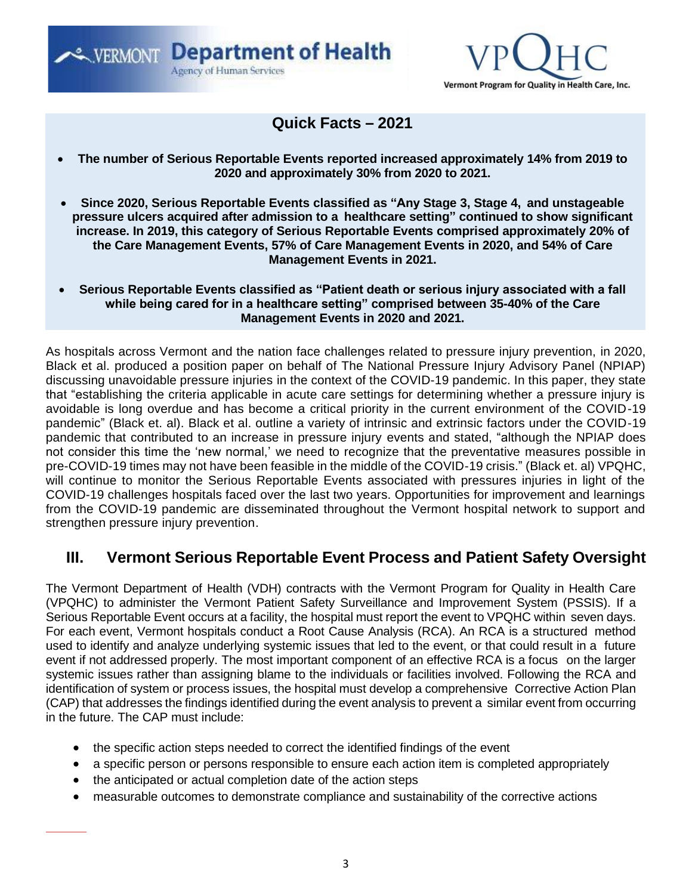## Quick Facts – 2021

- **The number of Serious Reportable Events reported increased approximately 14% from 2019 to 2020 and approximately 30% from 2020 to 2021.**
- **Since 2020, Serious Reportable Events classified as "Any Stage 3, Stage 4, and unstageable pressure ulcers acquired after admission to a healthcare setting" continued to show significant increase. In 2019, this category of Serious Reportable Events comprised approximately 20% of the Care Management Events, 57% of Care Management Events in 2020, and 54% of Care Management Events in 2021.**
- **Serious Reportable Events classified as "Patient death or serious injury associated with a fall while being cared for in a healthcare setting" comprised between 35-40% of the Care Management Events in 2020 and 2021.**

As hospitals across Vermont and the nation face challenges related to pressure injury prevention, in 2020, Black et al. produced a position paper on behalf of The National Pressure Injury Advisory Panel (NPIAP) discussing unavoidable pressure injuries in the context of the COVID-19 pandemic. In this paper, they state that "establishing the criteria applicable in acute care settings for determining whether a pressure injury is avoidable is long overdue and has become a critical priority in the current environment of the COVID-19 pandemic" (Black et. al). Black et al. outline a variety of intrinsic and extrinsic factors under the COVID-19 pandemic that contributed to an increase in pressure injury events and stated, "although the NPIAP does not consider this time the 'new normal,' we need to recognize that the preventative measures possible in pre-COVID-19 times may not have been feasible in the middle of the COVID-19 crisis." (Black et. al) VPQHC, will continue to monitor the Serious Reportable Events associated with pressures injuries in light of the COVID-19 challenges hospitals faced over the last two years. Opportunities for improvement and learnings from the COVID-19 pandemic are disseminated throughout the Vermont hospital network to support and strengthen pressure injury prevention.

## III. Vermont Serious Reportable Event Process and Patient Safety Oversight

The Vermont Department of Health (VDH) contracts with the Vermont Program for Quality in Health Care (VPQHC) to administer the Vermont Patient Safety Surveillance and Improvement System (PSSIS). If a Serious Reportable Event occurs at a facility, the hospital must report the event to VPQHC within seven days. For each event, Vermont hospitals conduct a Root Cause Analysis (RCA). An RCA is a structured method used to identify and analyze underlying systemic issues that led to the event, or that could result in a future event if not addressed properly. The most important component of an effective RCA is a focus on the larger systemic issues rather than assigning blame to the individuals or facilities involved. Following the RCA and identification of system or process issues, the hospital must develop a comprehensive Corrective Action Plan (CAP) that addresses the findings identified during the event analysis to prevent a similar event from occurring in the future. The CAP must include:

- the specific action steps needed to correct the identified findings of the event
- a specific person or persons responsible to ensure each action item is completed appropriately
- the anticipated or actual completion date of the action steps
- measurable outcomes to demonstrate compliance and sustainability of the corrective actions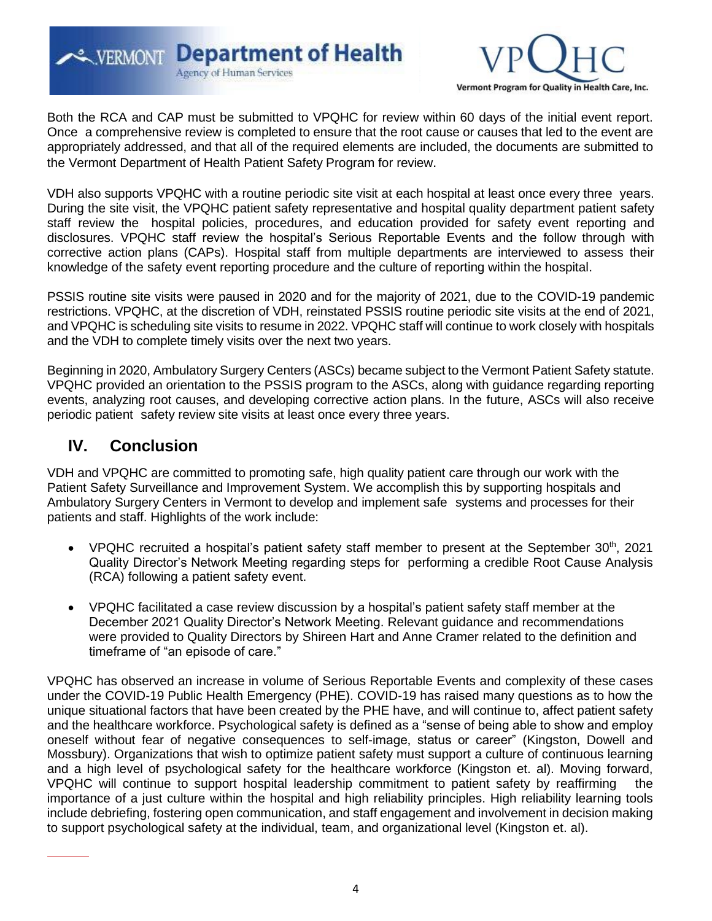Both the RCA and CAP must be submitted to VPQHC for review within 60 days of the initial event report. Once a comprehensive review is completed to ensure that the root cause or causes that led to the event are appropriately addressed, and that all of the required elements are included, the documents are submitted to the Vermont Department of Health Patient Safety Program for review.

VDH also supports VPQHC with a routine periodic site visit at each hospital at least once every three years. During the site visit, the VPQHC patient safety representative and hospital quality department patient safety staff review the hospital policies, procedures, and education provided for safety event reporting and disclosures. VPQHC staff review the hospital's Serious Reportable Events and the follow through with corrective action plans (CAPs). Hospital staff from multiple departments are interviewed to assess their knowledge of the safety event reporting procedure and the culture of reporting within the hospital.

PSSIS routine site visits were paused in 2020 and for the majority of 2021, due to the COVID-19 pandemic restrictions. VPQHC, at the discretion of VDH, reinstated PSSIS routine periodic site visits at the end of 2021, and VPQHC is scheduling site visits to resume in 2022. VPQHC staff will continue to work closely with hospitals and the VDH to complete timely visits over the next two years.

Beginning in 2020, Ambulatory Surgery Centers (ASCs) became subject to the Vermont Patient Safety statute. VPQHC provided an orientation to the PSSIS program to the ASCs, along with guidance regarding reporting events, analyzing root causes, and developing corrective action plans. In the future, ASCs will also receive periodic patient safety review site visits at least once every three years.

## IV. Conclusion

VDH and VPQHC are committed to promoting safe, high quality patient care through our work with the Patient Safety Surveillance and Improvement System. We accomplish this by supporting hospitals and Ambulatory Surgery Centers in Vermont to develop and implement safe systems and processes for their patients and staff. Highlights of the work include:

- VPQHC recruited a hospital's patient safety staff member to present at the September 30th, 2021 Quality Director's Network Meeting regarding steps for performing a credible Root Cause Analysis (RCA) following a patient safety event.
- VPQHC facilitated a case review discussion by a hospital's patient safety staff member at the December 2021 Quality Director's Network Meeting. Relevant guidance and recommendations were provided to Quality Directors by Shireen Hart and Anne Cramer related to the definition and timeframe of "an episode of care."

VPQHC has observed an increase in volume of Serious Reportable Events and complexity of these cases under the COVID-19 Public Health Emergency (PHE). COVID-19 has raised many questions as to how the unique situational factors that have been created by the PHE have, and will continue to, affect patient safety and the healthcare workforce. Psychological safety is defined as a "sense of being able to show and employ oneself without fear of negative consequences to self-image, status or career" (Kingston, Dowell and Mossbury). Organizations that wish to optimize patient safety must support a culture of continuous learning and a high level of psychological safety for the healthcare workforce (Kingston et. al). Moving forward, VPQHC will continue to support hospital leadership commitment to patient safety by reaffirming the importance of a just culture within the hospital and high reliability principles. High reliability learning tools include debriefing, fostering open communication, and staff engagement and involvement in decision making to support psychological safety at the individual, team, and organizational level (Kingston et. al).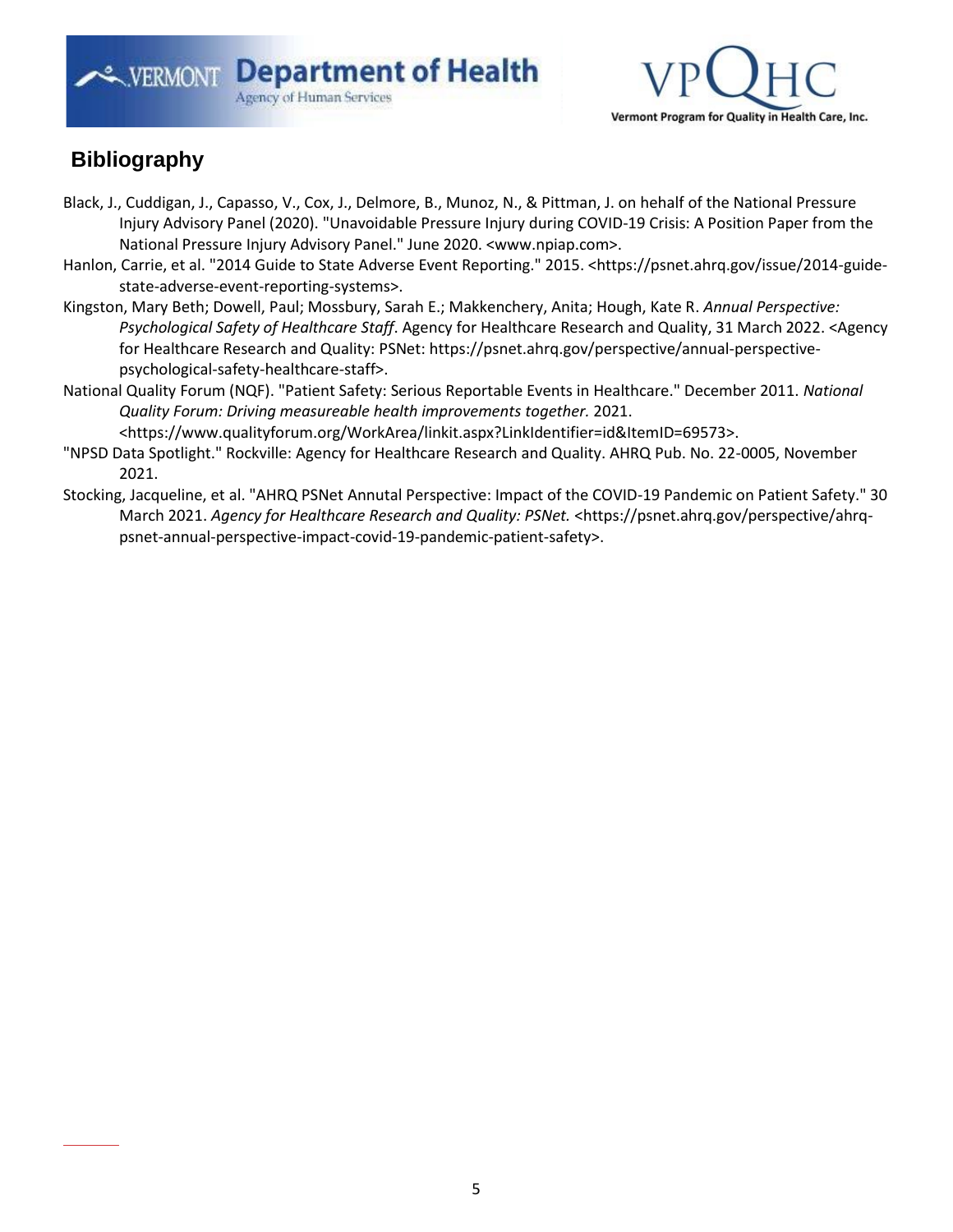## Bibliography

Black, J., Cuddigan, J., Capasso, V., Cox, J., Delmore, B., Munoz, N., & Pittman, J. on hehalf of the National Pressure Injury Advisory Panel (2020). "Unavoidable Pressure Injury during COVID-19 Crisis: A Position Paper from the National Pressure Injury Advisory Panel." June 2020. <www.npiap.com>.

Hanlon, Carrie, et al. "2014 Guide to State Adverse Event Reporting." 2015. <https://psnet.ahrq.gov/issue/2014-guide-state-adverse-event-reporting-systems>.

Kingston, Mary Beth; Dowell, Paul; Mossbury, Sarah E.; Makkenchery, Anita; Hough, Kate R. *Annual Perspective: Psychological Safety of Healthcare Staff*. Agency for Healthcare Research and Quality, 31 March 2022. <Agency for Healthcare Research and Quality: PSNet: https://psnet.ahrq.gov/perspective/annual-perspective-psychological-safety-healthcare-staff>.

National Quality Forum (NQF). "Patient Safety: Serious Reportable Events in Healthcare." December 2011. *National Quality Forum: Driving measureable health improvements together.* 2021. <https://www.qualityforum.org/WorkArea/linkit.aspx?LinkIdentifier=id&ItemID=69573>.

"NPSD Data Spotlight." Rockville: Agency for Healthcare Research and Quality. AHRQ Pub. No. 22-0005, November 2021.

Stocking, Jacqueline, et al. "AHRQ PSNet Annutal Perspective: Impact of the COVID-19 Pandemic on Patient Safety." 30 March 2021. *Agency for Healthcare Research and Quality: PSNet.* <https://psnet.ahrq.gov/perspective/ahrq-psnet-annual-perspective-impact-covid-19-pandemic-patient-safety>.